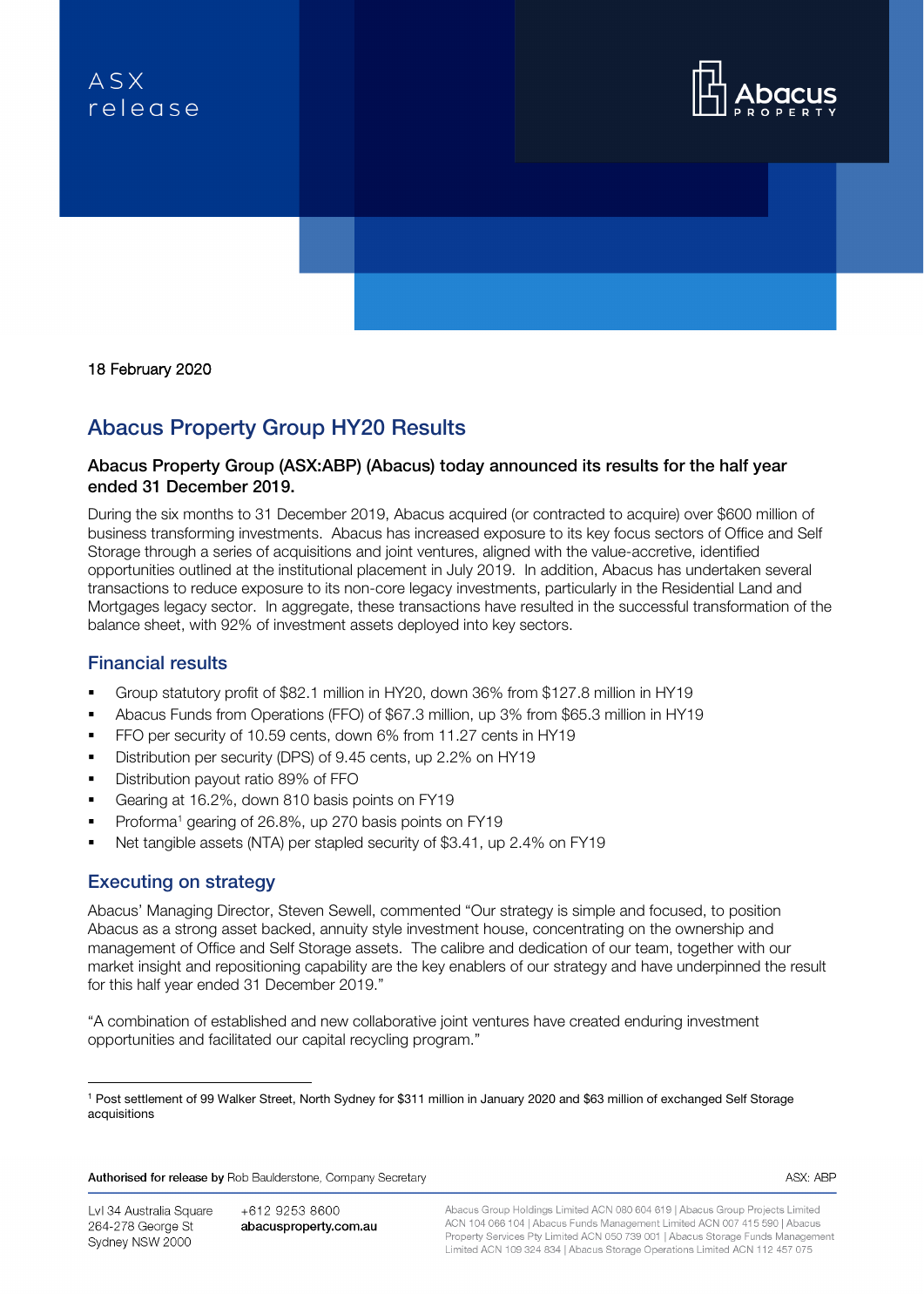ASX release

18 February 2020

# Abacus Property Group HY20 Results

**Abacus Property Group (ASX:ABP) (Abacus) today announced its results for the half year ended 31 December 2019.**

During the six months to 31 December 2019, Abacus acquired (or contracted to acquire) over $600 million of business transforming investments. Abacus has increased exposure to its key focus sectors of Office and Self Storage through a series of acquisitions and joint ventures, aligned with the value-accretive, identified opportunities outlined at the institutional placement in July 2019. In addition, Abacus has undertaken several transactions to reduce exposure to its non-core legacy investments, particularly in the Residential Land and Mortgages legacy sector. In aggregate, these transactions have resulted in the successful transformation of the balance sheet, with 92% of investment assets deployed into key sectors.

## Financial results

- Group statutory profit of $82.1 million in HY20, down 36% from $127.8 million in HY19
- Abacus Funds from Operations (FFO) of $67.3 million, up 3% from $65.3 million in HY19
- FFO per security of 10.59 cents, down 6% from 11.27 cents in HY19
- Distribution per security (DPS) of 9.45 cents, up 2.2% on HY19
- Distribution payout ratio 89% of FFO
- Gearing at 16.2%, down 810 basis points on FY19
- Proforma[1] gearing of 26.8%, up 270 basis points on FY19
- Net tangible assets (NTA) per stapled security of $3.41, up 2.4% on FY19

## Executing on strategy

Abacus' Managing Director, Steven Sewell, commented "Our strategy is simple and focused, to position Abacus as a strong asset backed, annuity style investment house, concentrating on the ownership and management of Office and Self Storage assets. The calibre and dedication of our team, together with our market insight and repositioning capability are the key enablers of our strategy and have underpinned the result for this half year ended 31 December 2019."

"A combination of established and new collaborative joint ventures have created enduring investment opportunities and facilitated our capital recycling program."

[1] Post settlement of 99 Walker Street, North Sydney for $311 million in January 2020 and $63 million of exchanged Self Storage acquisitions

**Authorised for release by** Rob Baulderstone, Company Secretary

ASX: ABP

Lvl 34 Australia Square
264-278 George St
Sydney NSW 2000

+612 9253 8600
**abacusproperty.com.au**

Abacus Group Holdings Limited ACN 080 604 619 | Abacus Group Projects Limited ACN 104 066 104 | Abacus Funds Management Limited ACN 007 415 590 | Abacus Property Services Pty Limited ACN 050 739 001 | Abacus Storage Funds Management Limited ACN 109 324 834 | Abacus Storage Operations Limited ACN 112 457 075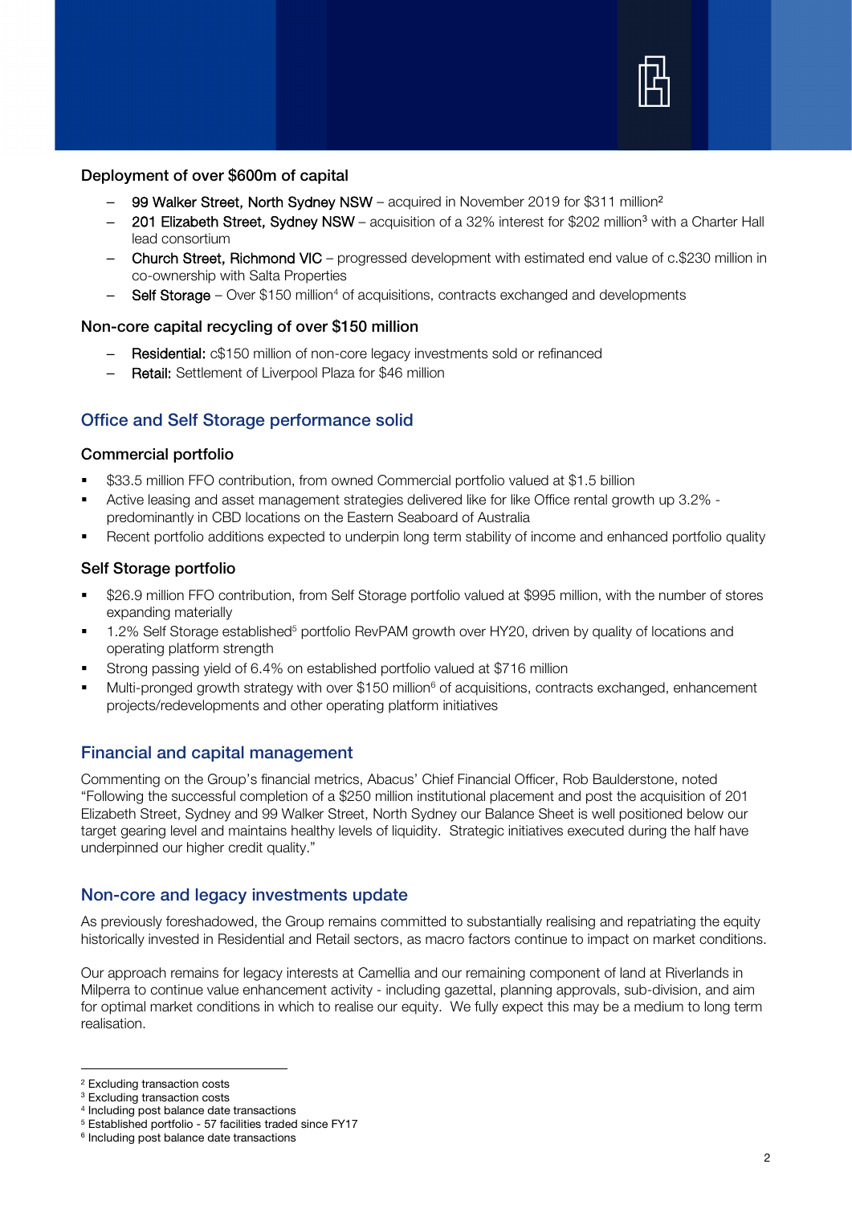### Deployment of over $600m of capital

- **99 Walker Street, North Sydney NSW** – acquired in November 2019 for $311 million[2]
- **201 Elizabeth Street, Sydney NSW** – acquisition of a 32% interest for $202 million[3] with a Charter Hall lead consortium
- **Church Street, Richmond VIC** – progressed development with estimated end value of c.$230 million in co-ownership with Salta Properties
- **Self Storage** – Over $150 million[4] of acquisitions, contracts exchanged and developments

### Non-core capital recycling of over $150 million

- **Residential:** c$150 million of non-core legacy investments sold or refinanced
- **Retail:** Settlement of Liverpool Plaza for $46 million

## Office and Self Storage performance solid

### Commercial portfolio

- $33.5 million FFO contribution, from owned Commercial portfolio valued at $1.5 billion
- Active leasing and asset management strategies delivered like for like Office rental growth up 3.2% - predominantly in CBD locations on the Eastern Seaboard of Australia
- Recent portfolio additions expected to underpin long term stability of income and enhanced portfolio quality

### Self Storage portfolio

- $26.9 million FFO contribution, from Self Storage portfolio valued at $995 million, with the number of stores expanding materially
- 1.2% Self Storage established[5] portfolio RevPAM growth over HY20, driven by quality of locations and operating platform strength
- Strong passing yield of 6.4% on established portfolio valued at $716 million
- Multi-pronged growth strategy with over $150 million[6] of acquisitions, contracts exchanged, enhancement projects/redevelopments and other operating platform initiatives

## Financial and capital management

Commenting on the Group's financial metrics, Abacus' Chief Financial Officer, Rob Baulderstone, noted "Following the successful completion of a $250 million institutional placement and post the acquisition of 201 Elizabeth Street, Sydney and 99 Walker Street, North Sydney our Balance Sheet is well positioned below our target gearing level and maintains healthy levels of liquidity. Strategic initiatives executed during the half have underpinned our higher credit quality."

## Non-core and legacy investments update

As previously foreshadowed, the Group remains committed to substantially realising and repatriating the equity historically invested in Residential and Retail sectors, as macro factors continue to impact on market conditions.

Our approach remains for legacy interests at Camellia and our remaining component of land at Riverlands in Milperra to continue value enhancement activity - including gazettal, planning approvals, sub-division, and aim for optimal market conditions in which to realise our equity. We fully expect this may be a medium to long term realisation.

---

[2] Excluding transaction costs
[3] Excluding transaction costs
[4] Including post balance date transactions
[5] Established portfolio - 57 facilities traded since FY17
[6] Including post balance date transactions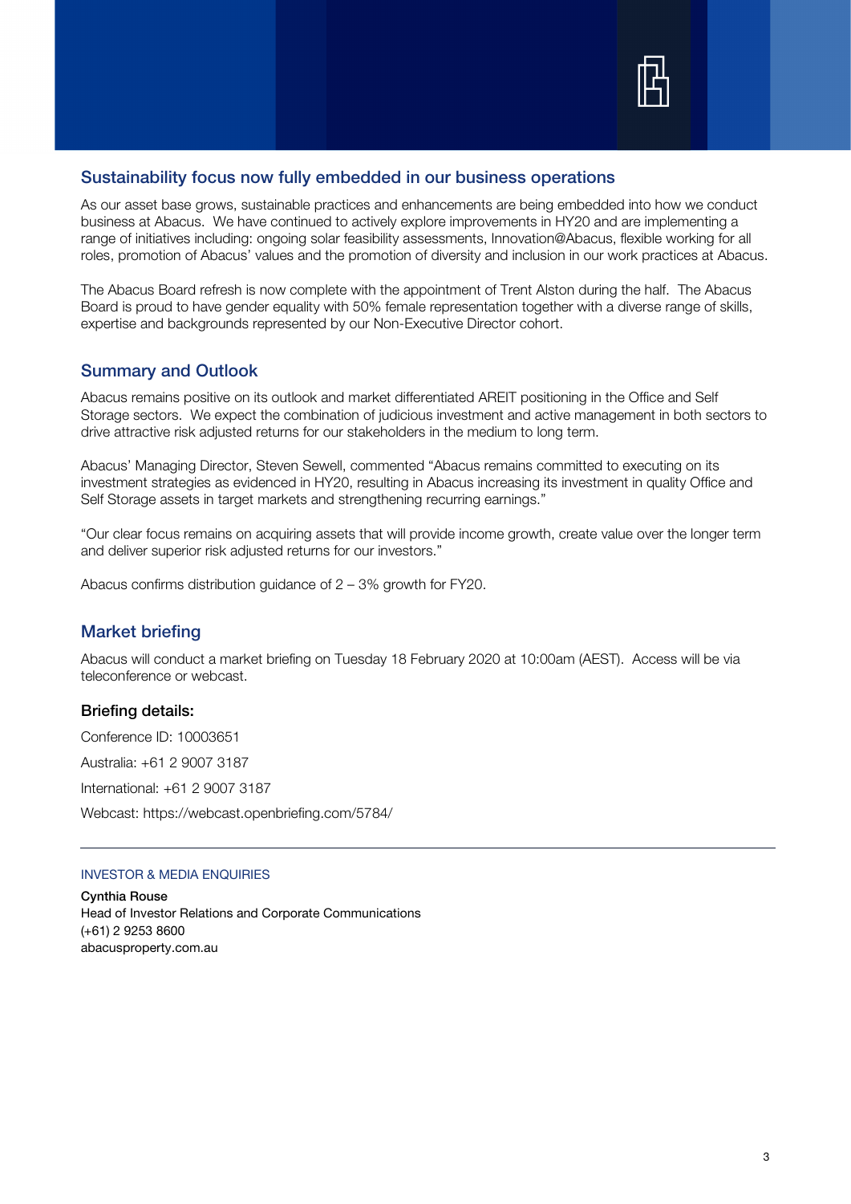## Sustainability focus now fully embedded in our business operations

As our asset base grows, sustainable practices and enhancements are being embedded into how we conduct business at Abacus. We have continued to actively explore improvements in HY20 and are implementing a range of initiatives including: ongoing solar feasibility assessments, Innovation@Abacus, flexible working for all roles, promotion of Abacus' values and the promotion of diversity and inclusion in our work practices at Abacus.

The Abacus Board refresh is now complete with the appointment of Trent Alston during the half. The Abacus Board is proud to have gender equality with 50% female representation together with a diverse range of skills, expertise and backgrounds represented by our Non-Executive Director cohort.

## Summary and Outlook

Abacus remains positive on its outlook and market differentiated AREIT positioning in the Office and Self Storage sectors. We expect the combination of judicious investment and active management in both sectors to drive attractive risk adjusted returns for our stakeholders in the medium to long term.

Abacus' Managing Director, Steven Sewell, commented "Abacus remains committed to executing on its investment strategies as evidenced in HY20, resulting in Abacus increasing its investment in quality Office and Self Storage assets in target markets and strengthening recurring earnings."

"Our clear focus remains on acquiring assets that will provide income growth, create value over the longer term and deliver superior risk adjusted returns for our investors."

Abacus confirms distribution guidance of 2 – 3% growth for FY20.

## Market briefing

Abacus will conduct a market briefing on Tuesday 18 February 2020 at 10:00am (AEST). Access will be via teleconference or webcast.

### Briefing details:

Conference ID: 10003651

Australia: +61 2 9007 3187

International: +61 2 9007 3187

Webcast: https://webcast.openbriefing.com/5784/

---

INVESTOR & MEDIA ENQUIRIES

**Cynthia Rouse**
Head of Investor Relations and Corporate Communications
(+61) 2 9253 8600
abacusproperty.com.au